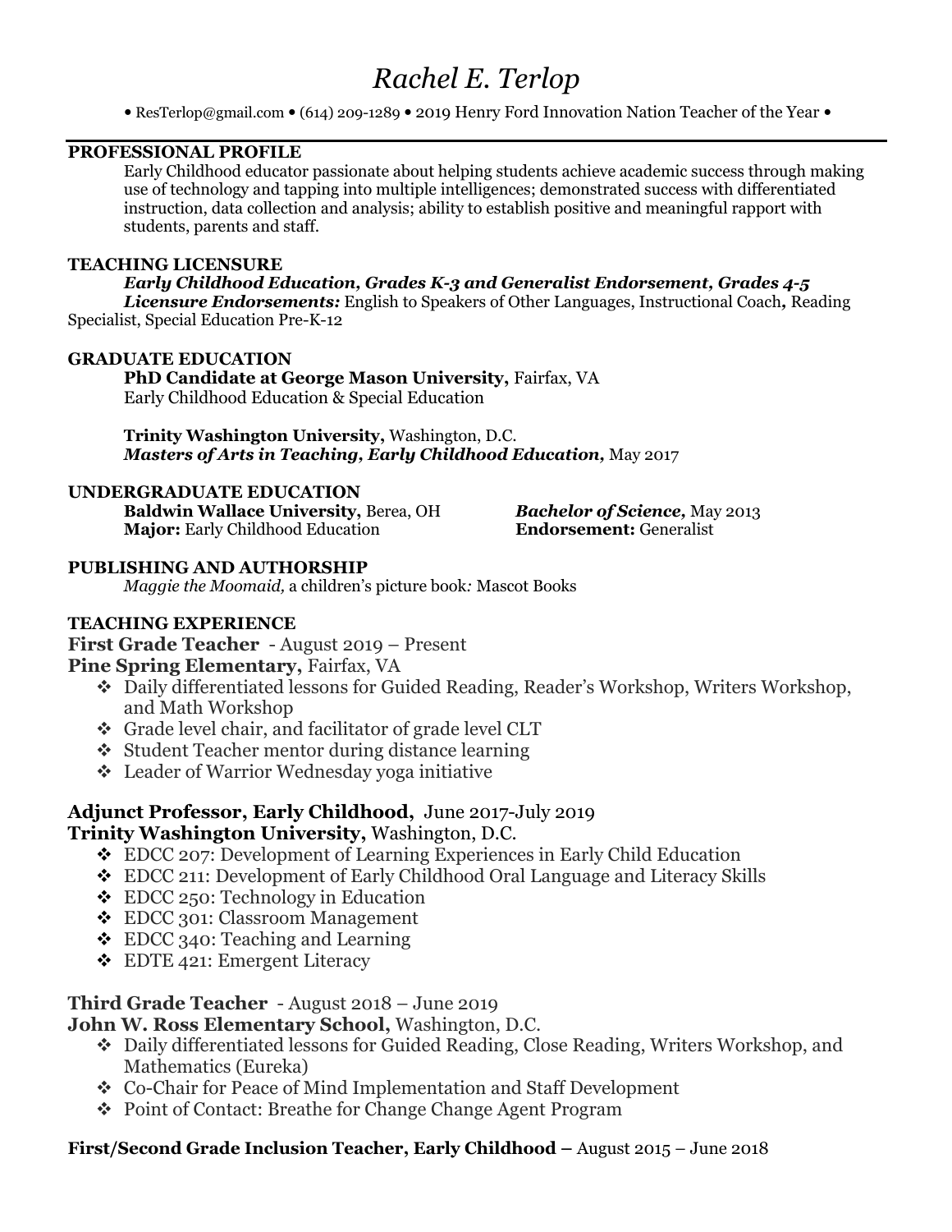# *Rachel E. Terlop*

• ResTerlop@gmail.com • (614) 209-1289 • 2019 Henry Ford Innovation Nation Teacher of the Year •

## PROFESSIONAL PROFILE

Early Childhood educator passionate about helping students achieve academic success through making use of technology and tapping into multiple intelligences; demonstrated success with differentiated instruction, data collection and analysis; ability to establish positive and meaningful rapport with students, parents and staff.

## TEACHING LICENSURE

***Early Childhood Education, Grades K-3 and Generalist Endorsement, Grades 4-5***
***Licensure Endorsements:*** English to Speakers of Other Languages, Instructional Coach**,** Reading Specialist, Special Education Pre-K-12

## GRADUATE EDUCATION

**PhD Candidate at George Mason University,** Fairfax, VA
Early Childhood Education & Special Education

**Trinity Washington University,** Washington, D.C.
***Masters of Arts in Teaching, Early Childhood Education,*** May 2017

## UNDERGRADUATE EDUCATION

**Baldwin Wallace University,** Berea, OH — ***Bachelor of Science,*** May 2013
**Major:** Early Childhood Education — **Endorsement:** Generalist

## PUBLISHING AND AUTHORSHIP

*Maggie the Moomaid,* a children's picture book*:* Mascot Books

## TEACHING EXPERIENCE

**First Grade Teacher** - August 2019 – Present
**Pine Spring Elementary,** Fairfax, VA

- Daily differentiated lessons for Guided Reading, Reader's Workshop, Writers Workshop, and Math Workshop
- Grade level chair, and facilitator of grade level CLT
- Student Teacher mentor during distance learning
- Leader of Warrior Wednesday yoga initiative

**Adjunct Professor, Early Childhood,** June 2017-July 2019
**Trinity Washington University,** Washington, D.C.

- EDCC 207: Development of Learning Experiences in Early Child Education
- EDCC 211: Development of Early Childhood Oral Language and Literacy Skills
- EDCC 250: Technology in Education
- EDCC 301: Classroom Management
- EDCC 340: Teaching and Learning
- EDTE 421: Emergent Literacy

**Third Grade Teacher** - August 2018 – June 2019
**John W. Ross Elementary School,** Washington, D.C.

- Daily differentiated lessons for Guided Reading, Close Reading, Writers Workshop, and Mathematics (Eureka)
- Co-Chair for Peace of Mind Implementation and Staff Development
- Point of Contact: Breathe for Change Change Agent Program

**First/Second Grade Inclusion Teacher, Early Childhood –** August 2015 – June 2018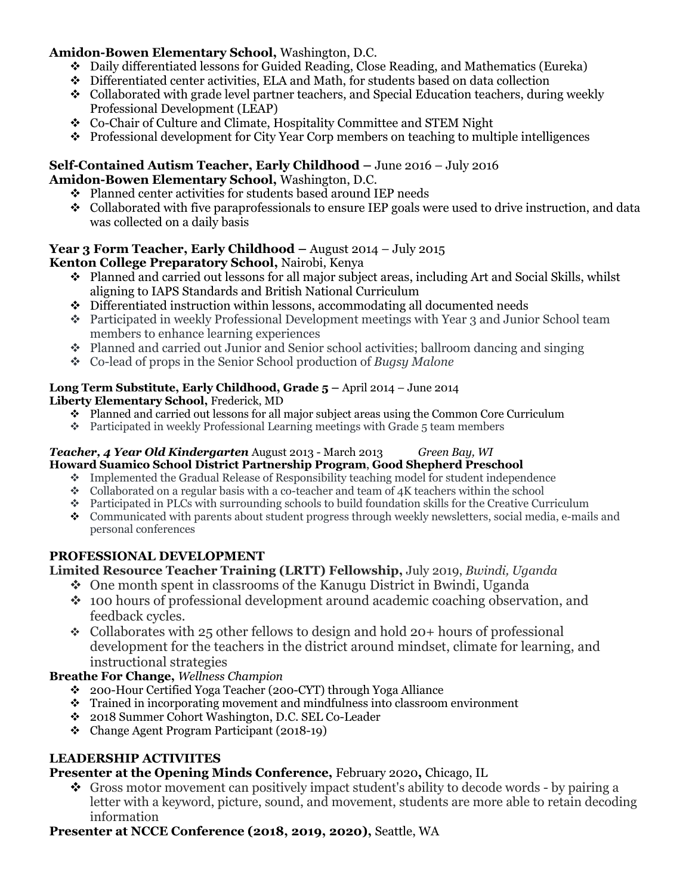**Amidon-Bowen Elementary School,** Washington, D.C.

- Daily differentiated lessons for Guided Reading, Close Reading, and Mathematics (Eureka)
- Differentiated center activities, ELA and Math, for students based on data collection
- Collaborated with grade level partner teachers, and Special Education teachers, during weekly Professional Development (LEAP)
- Co-Chair of Culture and Climate, Hospitality Committee and STEM Night
- Professional development for City Year Corp members on teaching to multiple intelligences

**Self-Contained Autism Teacher, Early Childhood –** June 2016 – July 2016
**Amidon-Bowen Elementary School,** Washington, D.C.

- Planned center activities for students based around IEP needs
- Collaborated with five paraprofessionals to ensure IEP goals were used to drive instruction, and data was collected on a daily basis

**Year 3 Form Teacher, Early Childhood –** August 2014 – July 2015
**Kenton College Preparatory School,** Nairobi, Kenya

- Planned and carried out lessons for all major subject areas, including Art and Social Skills, whilst aligning to IAPS Standards and British National Curriculum
- Differentiated instruction within lessons, accommodating all documented needs
- Participated in weekly Professional Development meetings with Year 3 and Junior School team members to enhance learning experiences
- Planned and carried out Junior and Senior school activities; ballroom dancing and singing
- Co-lead of props in the Senior School production of *Bugsy Malone*

**Long Term Substitute, Early Childhood, Grade 5 –** April 2014 – June 2014
**Liberty Elementary School,** Frederick, MD

- Planned and carried out lessons for all major subject areas using the Common Core Curriculum
- Participated in weekly Professional Learning meetings with Grade 5 team members

***Teacher, 4 Year Old Kindergarten*** August 2013 - March 2013 *Green Bay, WI*
**Howard Suamico School District Partnership Program**, **Good Shepherd Preschool**

- Implemented the Gradual Release of Responsibility teaching model for student independence
- Collaborated on a regular basis with a co-teacher and team of 4K teachers within the school
- Participated in PLCs with surrounding schools to build foundation skills for the Creative Curriculum
- Communicated with parents about student progress through weekly newsletters, social media, e-mails and personal conferences

## PROFESSIONAL DEVELOPMENT

**Limited Resource Teacher Training (LRTT) Fellowship,** July 2019, *Bwindi, Uganda*

- One month spent in classrooms of the Kanugu District in Bwindi, Uganda
- 100 hours of professional development around academic coaching observation, and feedback cycles.
- Collaborates with 25 other fellows to design and hold 20+ hours of professional development for the teachers in the district around mindset, climate for learning, and instructional strategies

**Breathe For Change,** *Wellness Champion*

- 200-Hour Certified Yoga Teacher (200-CYT) through Yoga Alliance
- Trained in incorporating movement and mindfulness into classroom environment
- 2018 Summer Cohort Washington, D.C. SEL Co-Leader
- Change Agent Program Participant (2018-19)

## LEADERSHIP ACTIVIITES

**Presenter at the Opening Minds Conference,** February 2020**,** Chicago, IL

- Gross motor movement can positively impact student's ability to decode words - by pairing a letter with a keyword, picture, sound, and movement, students are more able to retain decoding information

**Presenter at NCCE Conference (2018, 2019, 2020),** Seattle, WA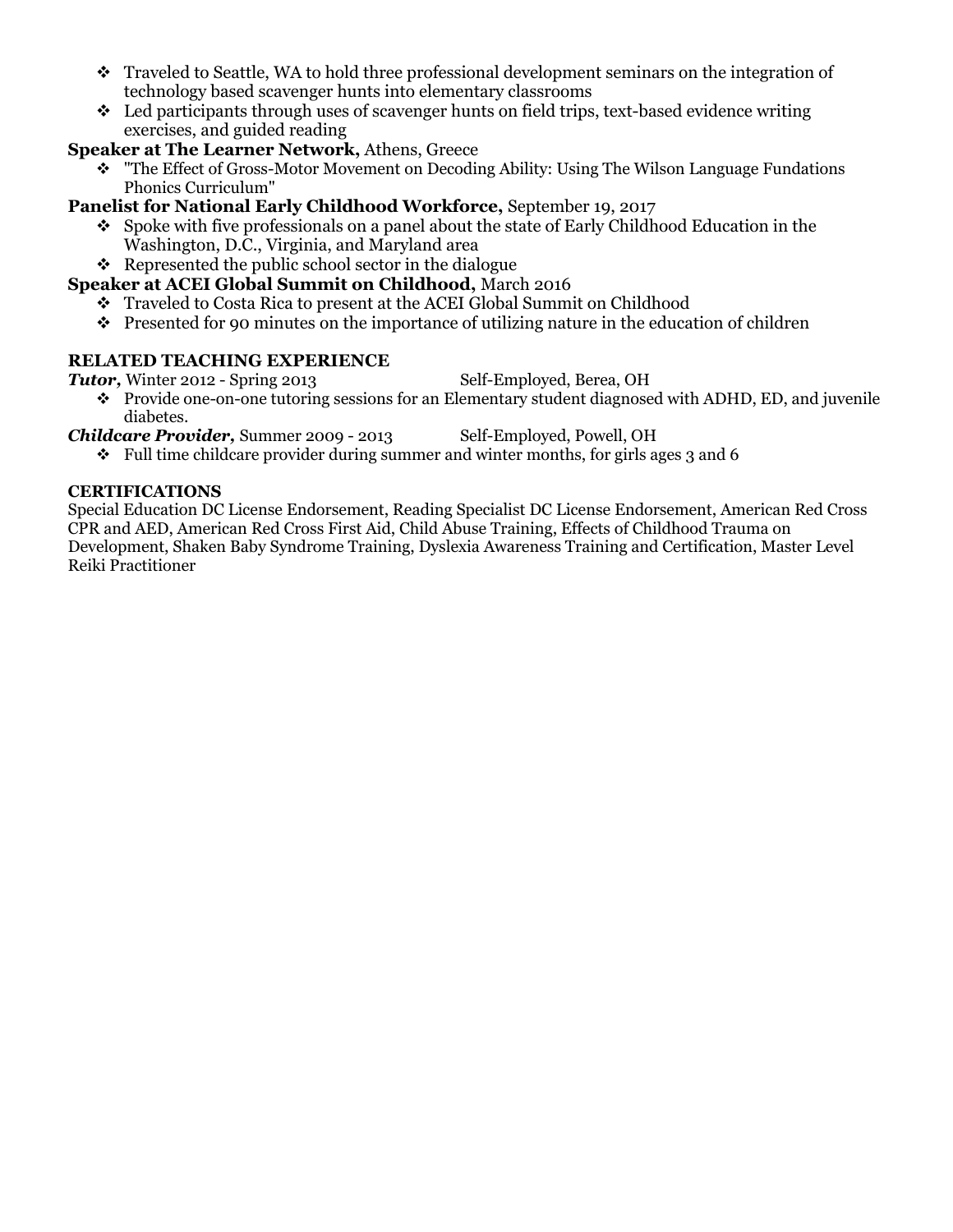- Traveled to Seattle, WA to hold three professional development seminars on the integration of technology based scavenger hunts into elementary classrooms
- Led participants through uses of scavenger hunts on field trips, text-based evidence writing exercises, and guided reading

**Speaker at The Learner Network,** Athens, Greece

- "The Effect of Gross-Motor Movement on Decoding Ability: Using The Wilson Language Fundations Phonics Curriculum"

**Panelist for National Early Childhood Workforce,** September 19, 2017

- Spoke with five professionals on a panel about the state of Early Childhood Education in the Washington, D.C., Virginia, and Maryland area
- Represented the public school sector in the dialogue

**Speaker at ACEI Global Summit on Childhood,** March 2016

- Traveled to Costa Rica to present at the ACEI Global Summit on Childhood
- Presented for 90 minutes on the importance of utilizing nature in the education of children

**RELATED TEACHING EXPERIENCE**

***Tutor,*** Winter 2012 - Spring 2013 Self-Employed, Berea, OH

- Provide one-on-one tutoring sessions for an Elementary student diagnosed with ADHD, ED, and juvenile diabetes.

***Childcare Provider,*** Summer 2009 - 2013 Self-Employed, Powell, OH

- Full time childcare provider during summer and winter months, for girls ages 3 and 6

**CERTIFICATIONS**

Special Education DC License Endorsement, Reading Specialist DC License Endorsement, American Red Cross CPR and AED, American Red Cross First Aid, Child Abuse Training, Effects of Childhood Trauma on Development, Shaken Baby Syndrome Training, Dyslexia Awareness Training and Certification, Master Level Reiki Practitioner